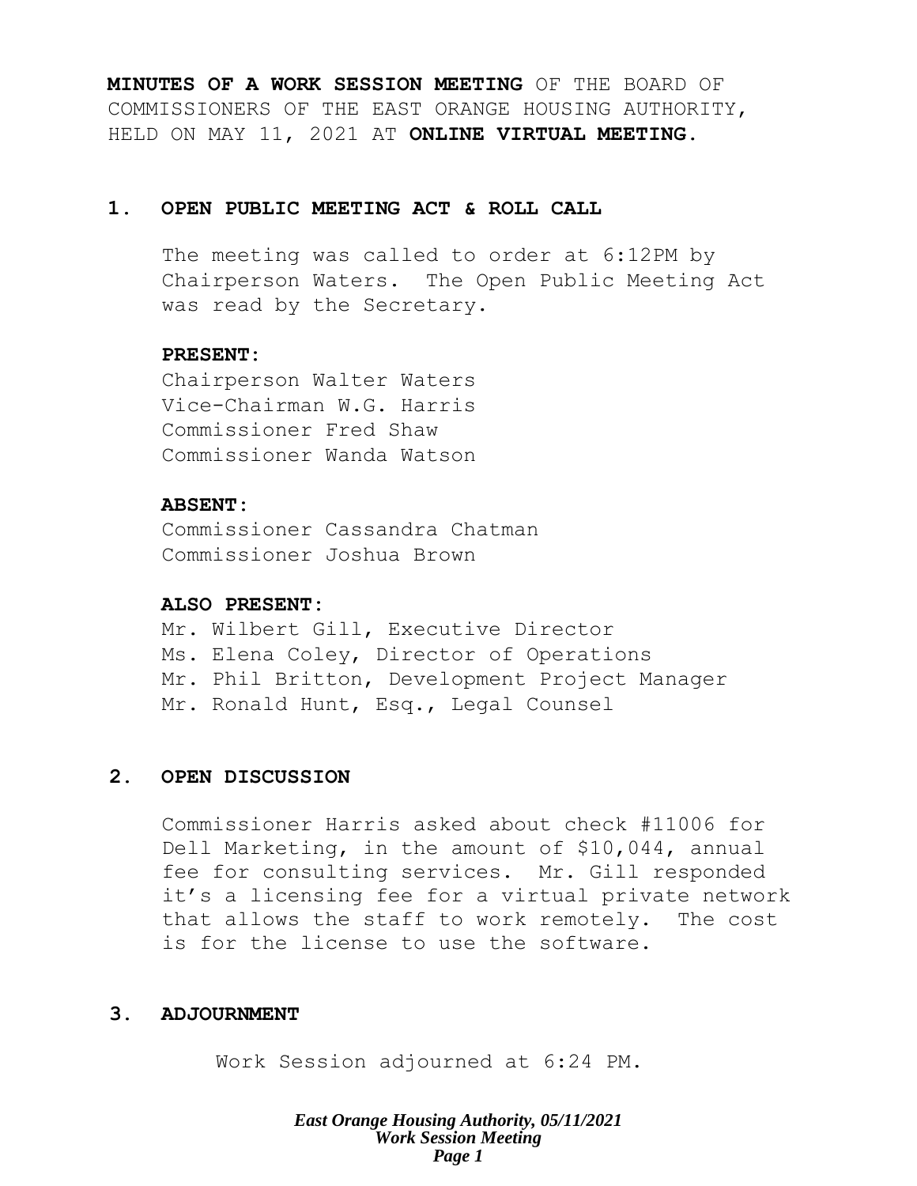**MINUTES OF A WORK SESSION MEETING** OF THE BOARD OF COMMISSIONERS OF THE EAST ORANGE HOUSING AUTHORITY, HELD ON MAY 11, 2021 AT **ONLINE VIRTUAL MEETING.**

## 1. OPEN PUBLIC MEETING ACT & ROLL CALL

The meeting was called to order at 6:12PM by Chairperson Waters. The Open Public Meeting Act was read by the Secretary.

**PRESENT:**
Chairperson Walter Waters
Vice-Chairman W.G. Harris
Commissioner Fred Shaw
Commissioner Wanda Watson

**ABSENT:**
Commissioner Cassandra Chatman
Commissioner Joshua Brown

**ALSO PRESENT:**
Mr. Wilbert Gill, Executive Director
Ms. Elena Coley, Director of Operations
Mr. Phil Britton, Development Project Manager
Mr. Ronald Hunt, Esq., Legal Counsel

## 2. OPEN DISCUSSION

Commissioner Harris asked about check #11006 for Dell Marketing, in the amount of $10,044, annual fee for consulting services. Mr. Gill responded it's a licensing fee for a virtual private network that allows the staff to work remotely. The cost is for the license to use the software.

## 3. ADJOURNMENT

Work Session adjourned at 6:24 PM.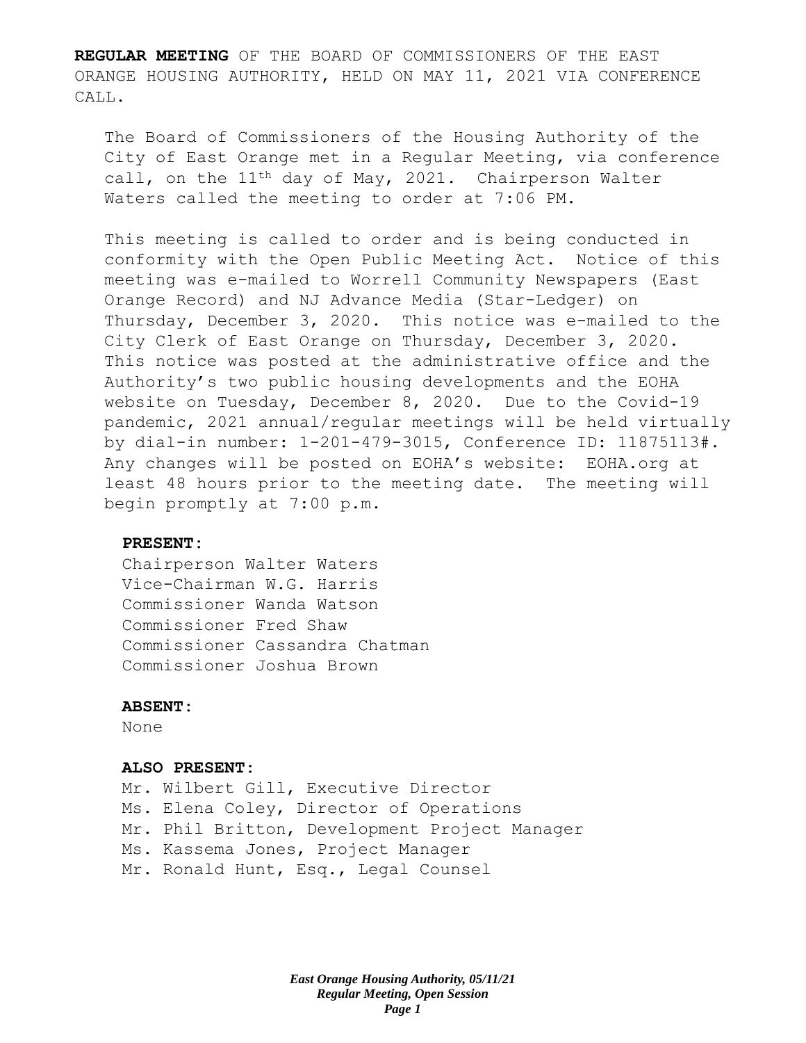**REGULAR MEETING** OF THE BOARD OF COMMISSIONERS OF THE EAST ORANGE HOUSING AUTHORITY, HELD ON MAY 11, 2021 VIA CONFERENCE CALL.

The Board of Commissioners of the Housing Authority of the City of East Orange met in a Regular Meeting, via conference call, on the 11th day of May, 2021. Chairperson Walter Waters called the meeting to order at 7:06 PM.

This meeting is called to order and is being conducted in conformity with the Open Public Meeting Act. Notice of this meeting was e-mailed to Worrell Community Newspapers (East Orange Record) and NJ Advance Media (Star-Ledger) on Thursday, December 3, 2020. This notice was e-mailed to the City Clerk of East Orange on Thursday, December 3, 2020. This notice was posted at the administrative office and the Authority's two public housing developments and the EOHA website on Tuesday, December 8, 2020. Due to the Covid-19 pandemic, 2021 annual/regular meetings will be held virtually by dial-in number: 1-201-479-3015, Conference ID: 11875113#. Any changes will be posted on EOHA's website: EOHA.org at least 48 hours prior to the meeting date. The meeting will begin promptly at 7:00 p.m.

**PRESENT:**

Chairperson Walter Waters
Vice-Chairman W.G. Harris
Commissioner Wanda Watson
Commissioner Fred Shaw
Commissioner Cassandra Chatman
Commissioner Joshua Brown

**ABSENT:**

None

**ALSO PRESENT:**

Mr. Wilbert Gill, Executive Director
Ms. Elena Coley, Director of Operations
Mr. Phil Britton, Development Project Manager
Ms. Kassema Jones, Project Manager
Mr. Ronald Hunt, Esq., Legal Counsel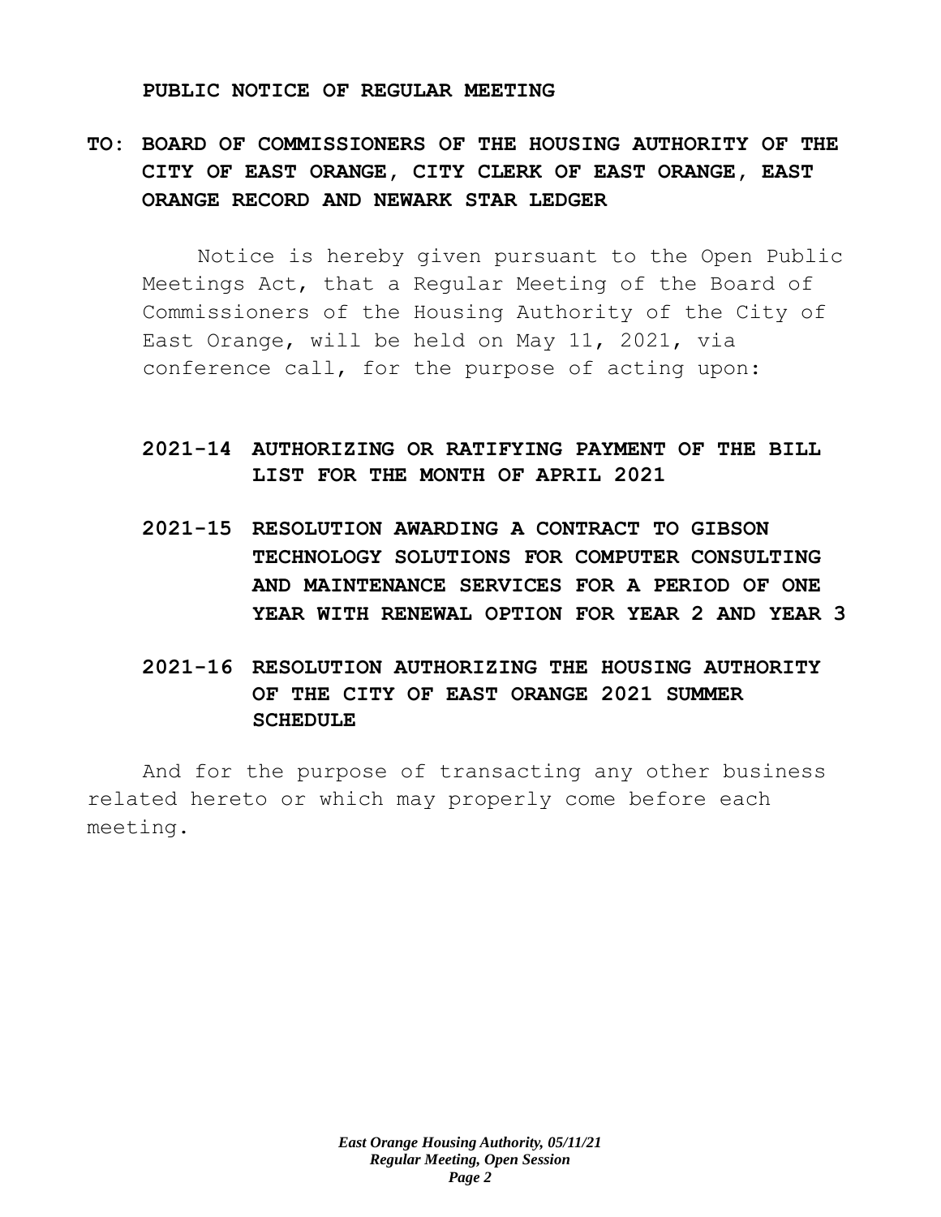**PUBLIC NOTICE OF REGULAR MEETING**

**TO: BOARD OF COMMISSIONERS OF THE HOUSING AUTHORITY OF THE CITY OF EAST ORANGE, CITY CLERK OF EAST ORANGE, EAST ORANGE RECORD AND NEWARK STAR LEDGER**

Notice is hereby given pursuant to the Open Public Meetings Act, that a Regular Meeting of the Board of Commissioners of the Housing Authority of the City of East Orange, will be held on May 11, 2021, via conference call, for the purpose of acting upon:

**2021-14 AUTHORIZING OR RATIFYING PAYMENT OF THE BILL LIST FOR THE MONTH OF APRIL 2021**

**2021-15 RESOLUTION AWARDING A CONTRACT TO GIBSON TECHNOLOGY SOLUTIONS FOR COMPUTER CONSULTING AND MAINTENANCE SERVICES FOR A PERIOD OF ONE YEAR WITH RENEWAL OPTION FOR YEAR 2 AND YEAR 3**

**2021-16 RESOLUTION AUTHORIZING THE HOUSING AUTHORITY OF THE CITY OF EAST ORANGE 2021 SUMMER SCHEDULE**

And for the purpose of transacting any other business related hereto or which may properly come before each meeting.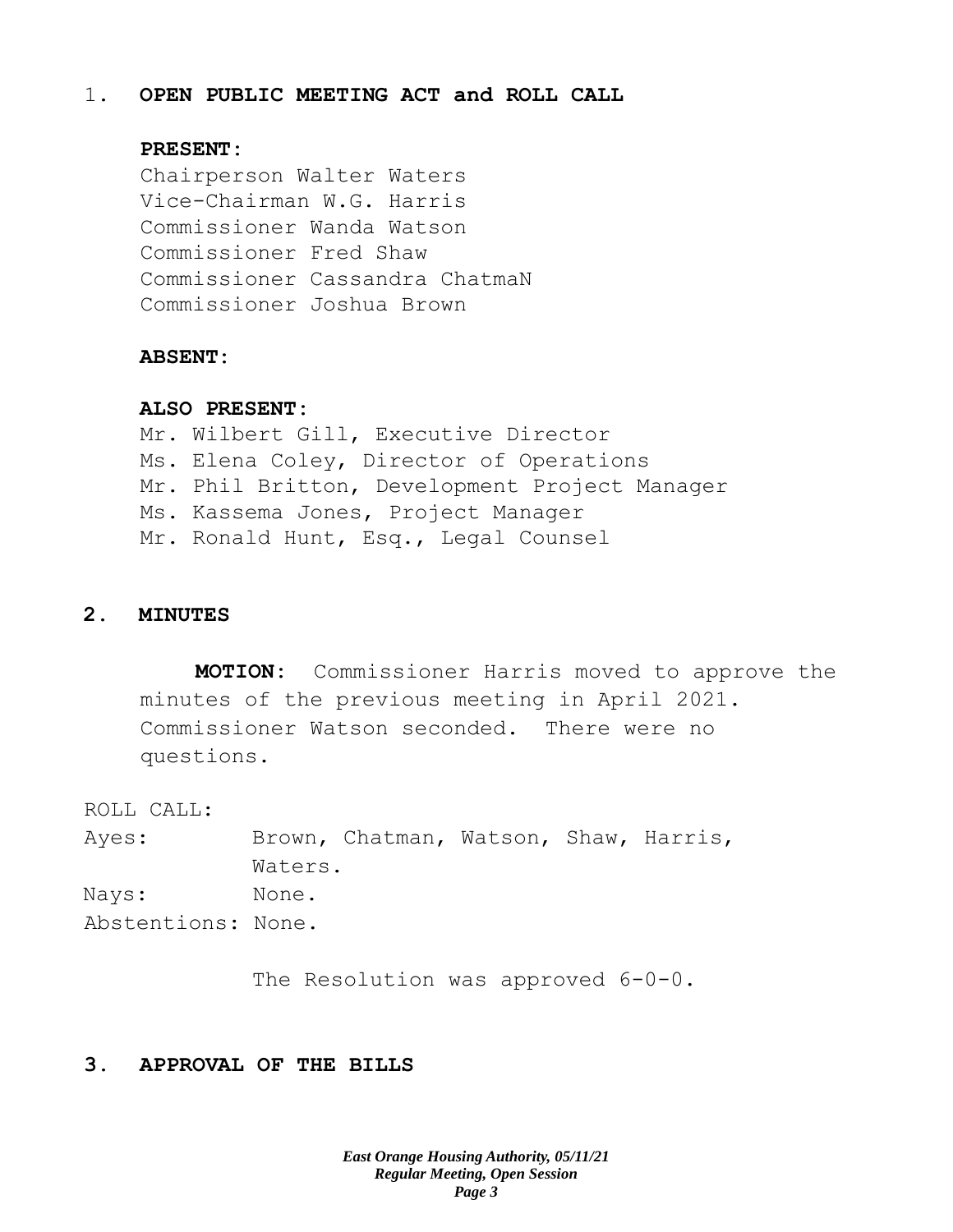1. **OPEN PUBLIC MEETING ACT and ROLL CALL**

**PRESENT:**
Chairperson Walter Waters
Vice-Chairman W.G. Harris
Commissioner Wanda Watson
Commissioner Fred Shaw
Commissioner Cassandra ChatmaN
Commissioner Joshua Brown

**ABSENT:**

**ALSO PRESENT:**
Mr. Wilbert Gill, Executive Director
Ms. Elena Coley, Director of Operations
Mr. Phil Britton, Development Project Manager
Ms. Kassema Jones, Project Manager
Mr. Ronald Hunt, Esq., Legal Counsel

**2. MINUTES**

**MOTION:** Commissioner Harris moved to approve the minutes of the previous meeting in April 2021. Commissioner Watson seconded. There were no questions.

ROLL CALL:
Ayes: Brown, Chatman, Watson, Shaw, Harris, Waters.
Nays: None.
Abstentions: None.

The Resolution was approved 6-0-0.

**3. APPROVAL OF THE BILLS**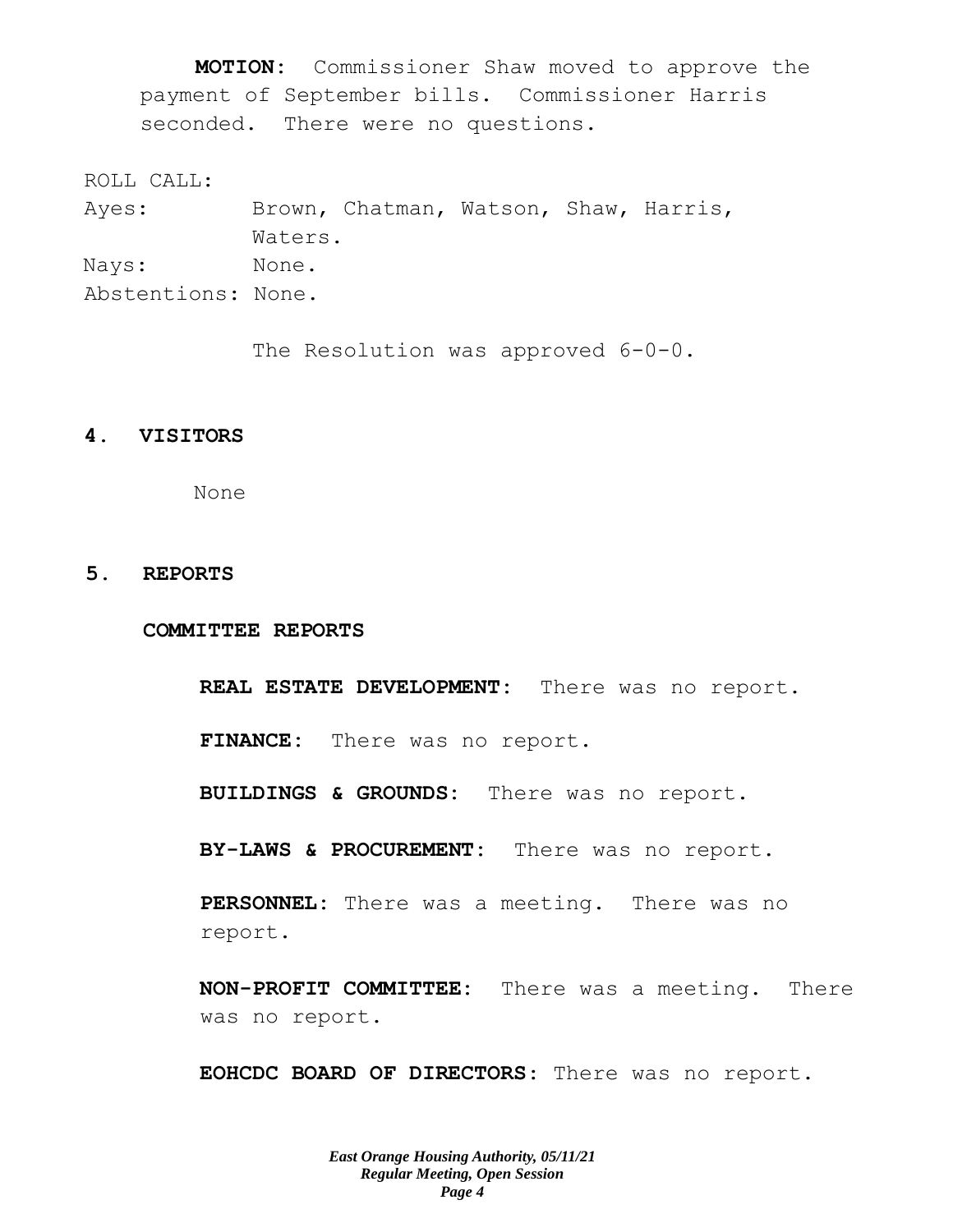**MOTION:** Commissioner Shaw moved to approve the payment of September bills. Commissioner Harris seconded. There were no questions.

ROLL CALL:

Ayes: Brown, Chatman, Watson, Shaw, Harris, Waters.

Nays: None.

Abstentions: None.

The Resolution was approved 6-0-0.

## 4. VISITORS

None

## 5. REPORTS

### COMMITTEE REPORTS

**REAL ESTATE DEVELOPMENT:** There was no report.

**FINANCE:** There was no report.

**BUILDINGS & GROUNDS:** There was no report.

**BY-LAWS & PROCUREMENT:** There was no report.

**PERSONNEL:** There was a meeting. There was no report.

**NON-PROFIT COMMITTEE:** There was a meeting. There was no report.

**EOHCDC BOARD OF DIRECTORS:** There was no report.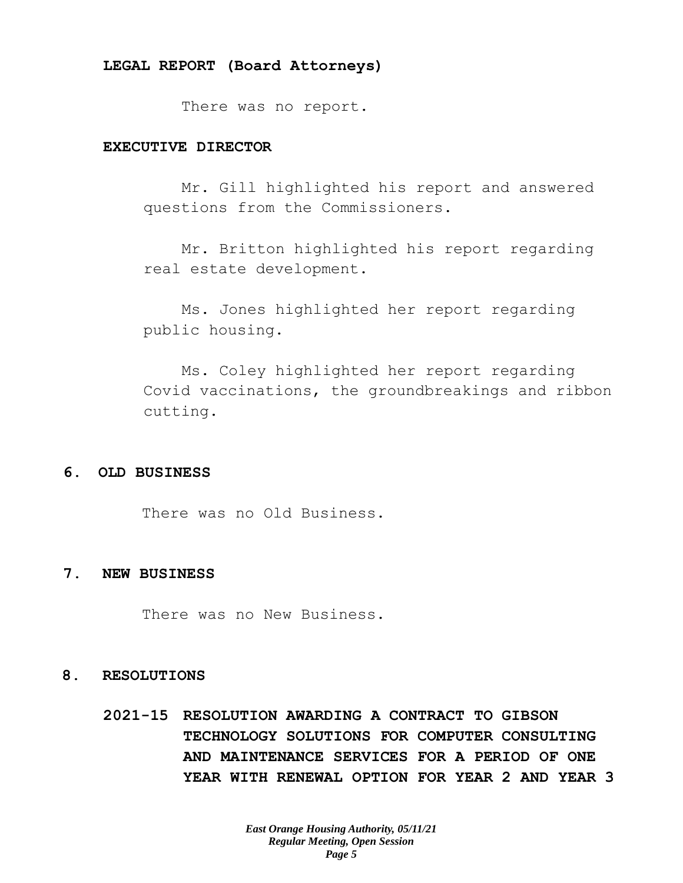**LEGAL REPORT (Board Attorneys)**

There was no report.

**EXECUTIVE DIRECTOR**

Mr. Gill highlighted his report and answered questions from the Commissioners.

Mr. Britton highlighted his report regarding real estate development.

Ms. Jones highlighted her report regarding public housing.

Ms. Coley highlighted her report regarding Covid vaccinations, the groundbreakings and ribbon cutting.

## 6. OLD BUSINESS

There was no Old Business.

## 7. NEW BUSINESS

There was no New Business.

## 8. RESOLUTIONS

**2021-15 RESOLUTION AWARDING A CONTRACT TO GIBSON TECHNOLOGY SOLUTIONS FOR COMPUTER CONSULTING AND MAINTENANCE SERVICES FOR A PERIOD OF ONE YEAR WITH RENEWAL OPTION FOR YEAR 2 AND YEAR 3**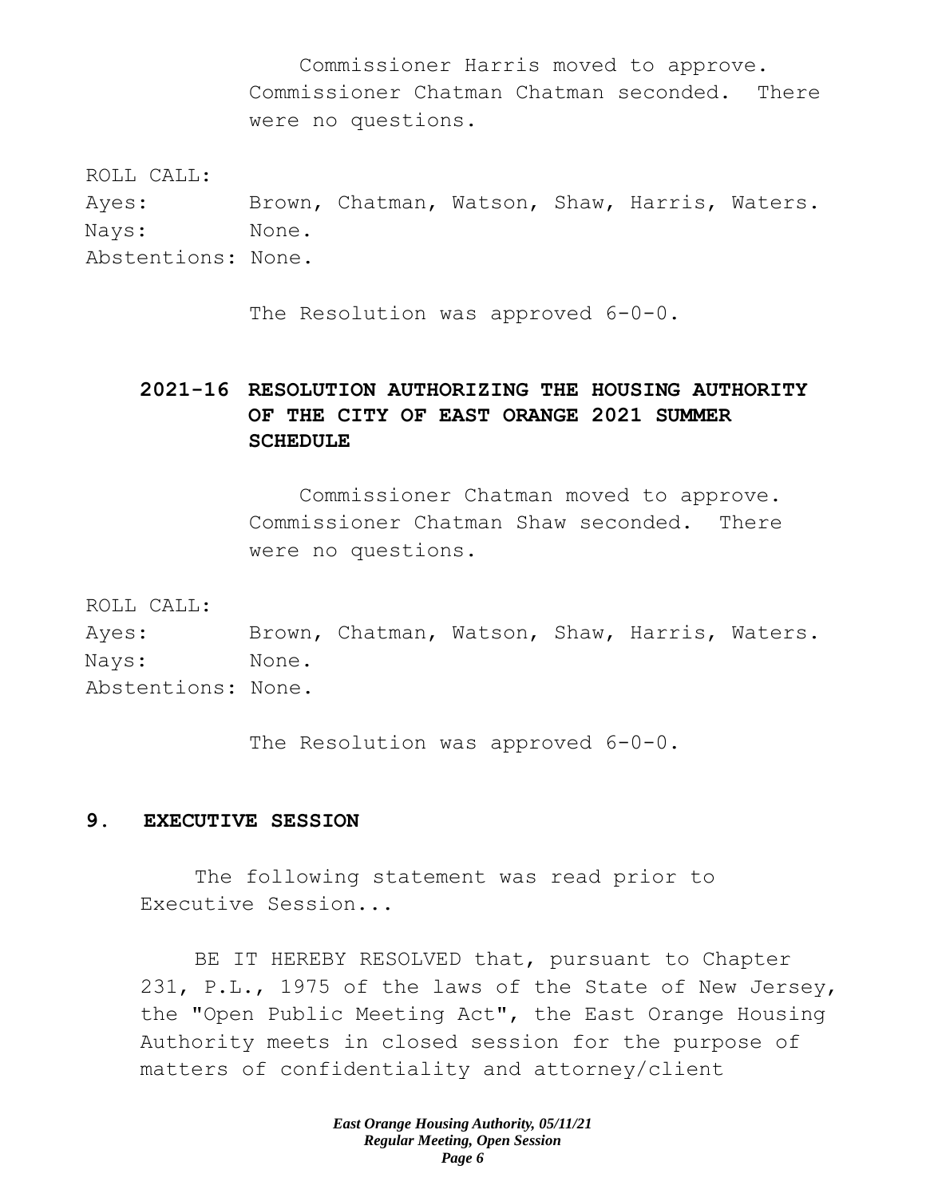Commissioner Harris moved to approve. Commissioner Chatman Chatman seconded. There were no questions.

ROLL CALL:
Ayes: Brown, Chatman, Watson, Shaw, Harris, Waters.
Nays: None.
Abstentions: None.

The Resolution was approved 6-0-0.

**2021-16 RESOLUTION AUTHORIZING THE HOUSING AUTHORITY OF THE CITY OF EAST ORANGE 2021 SUMMER SCHEDULE**

Commissioner Chatman moved to approve. Commissioner Chatman Shaw seconded. There were no questions.

ROLL CALL:
Ayes: Brown, Chatman, Watson, Shaw, Harris, Waters.
Nays: None.
Abstentions: None.

The Resolution was approved 6-0-0.

## 9. EXECUTIVE SESSION

The following statement was read prior to Executive Session...

BE IT HEREBY RESOLVED that, pursuant to Chapter 231, P.L., 1975 of the laws of the State of New Jersey, the "Open Public Meeting Act", the East Orange Housing Authority meets in closed session for the purpose of matters of confidentiality and attorney/client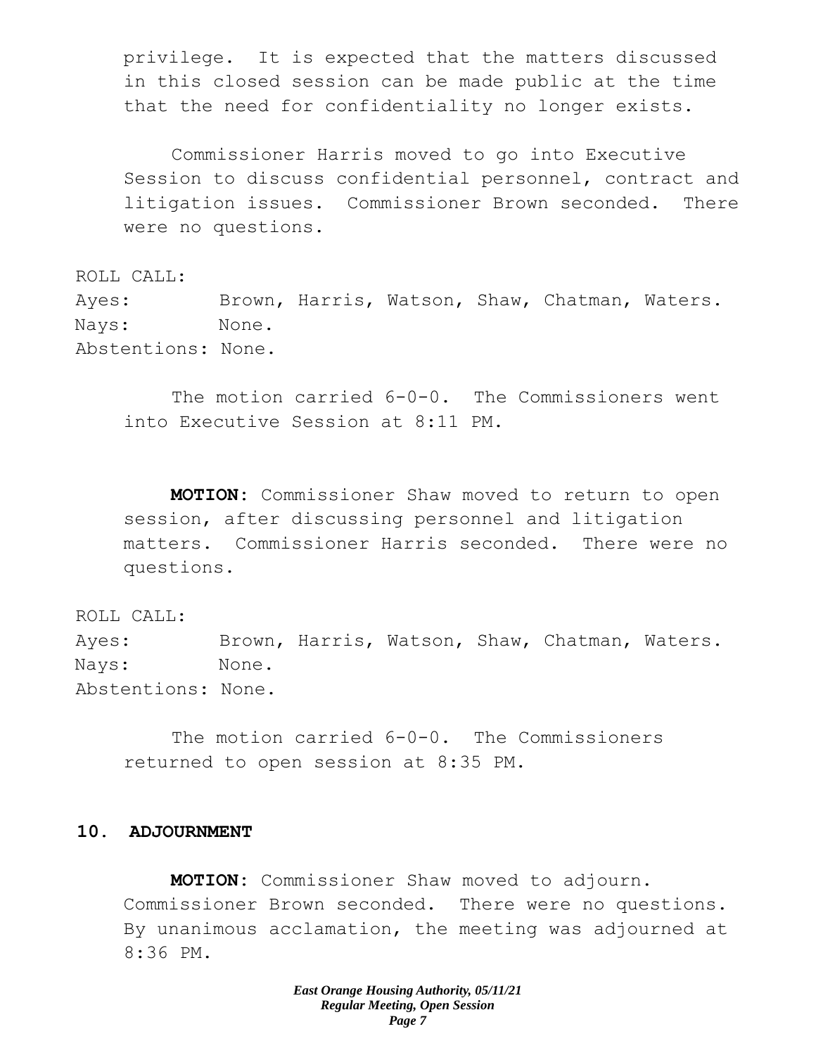privilege. It is expected that the matters discussed in this closed session can be made public at the time that the need for confidentiality no longer exists.

Commissioner Harris moved to go into Executive Session to discuss confidential personnel, contract and litigation issues. Commissioner Brown seconded. There were no questions.

ROLL CALL:
Ayes: Brown, Harris, Watson, Shaw, Chatman, Waters.
Nays: None.
Abstentions: None.

The motion carried 6-0-0. The Commissioners went into Executive Session at 8:11 PM.

**MOTION**: Commissioner Shaw moved to return to open session, after discussing personnel and litigation matters. Commissioner Harris seconded. There were no questions.

ROLL CALL:
Ayes: Brown, Harris, Watson, Shaw, Chatman, Waters.
Nays: None.
Abstentions: None.

The motion carried 6-0-0. The Commissioners returned to open session at 8:35 PM.

## 10. ADJOURNMENT

**MOTION**: Commissioner Shaw moved to adjourn. Commissioner Brown seconded. There were no questions. By unanimous acclamation, the meeting was adjourned at 8:36 PM.